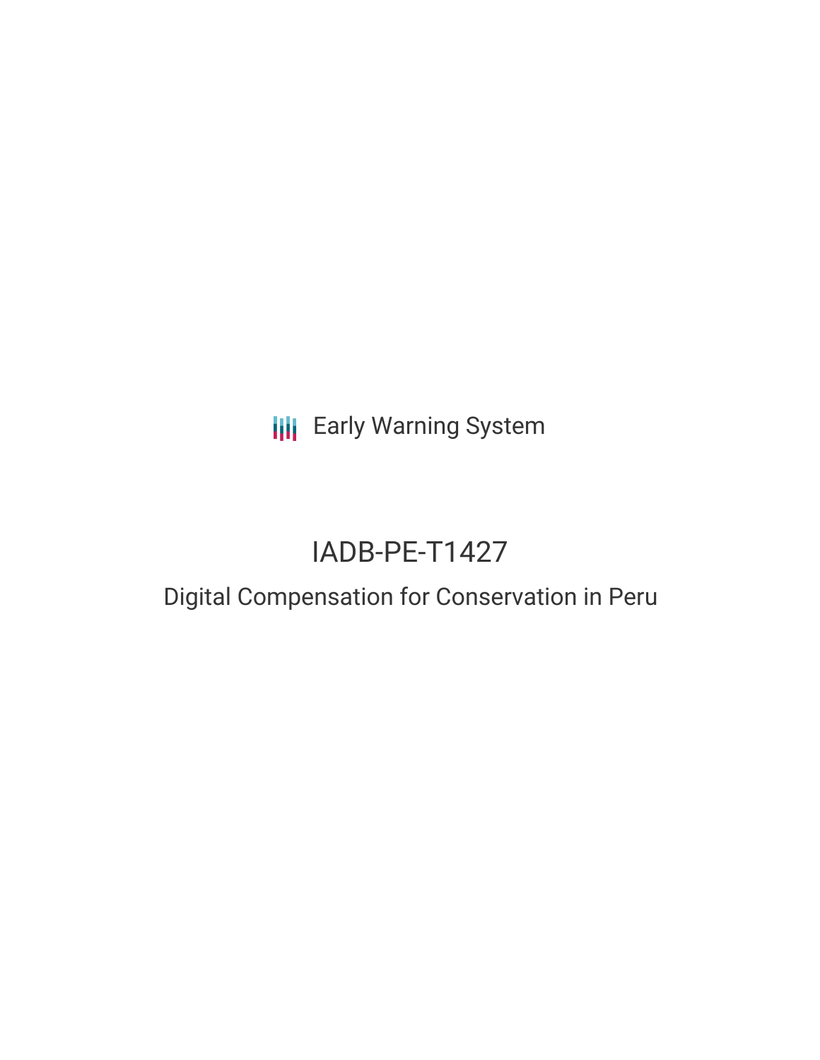Early Warning System

# IADB-PE-T1427

## Digital Compensation for Conservation in Peru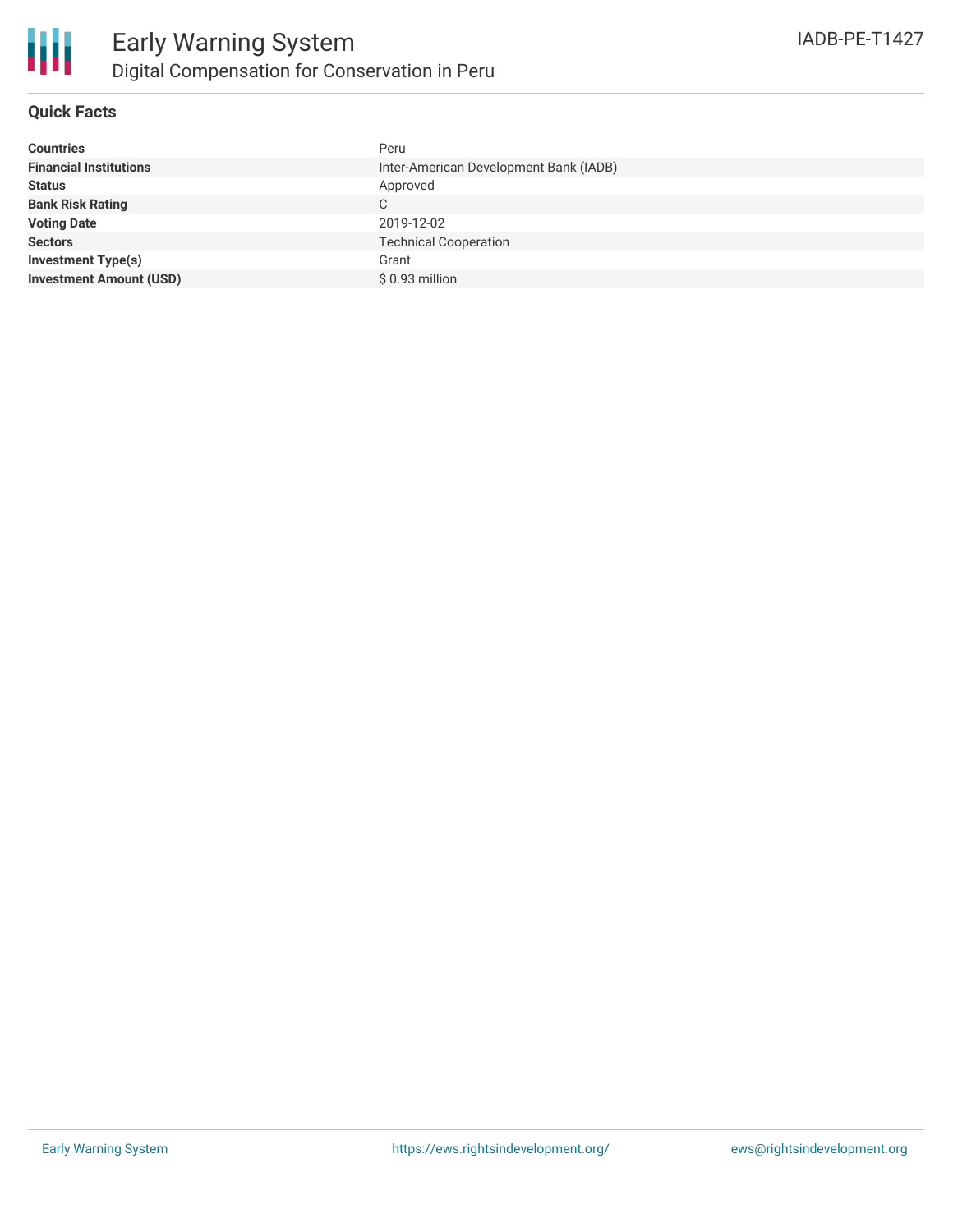## Quick Facts

| | |
|---|---|
| **Countries** | Peru |
| **Financial Institutions** | Inter-American Development Bank (IADB) |
| **Status** | Approved |
| **Bank Risk Rating** | C |
| **Voting Date** | 2019-12-02 |
| **Sectors** | Technical Cooperation |
| **Investment Type(s)** | Grant |
| **Investment Amount (USD)** | $ 0.93 million |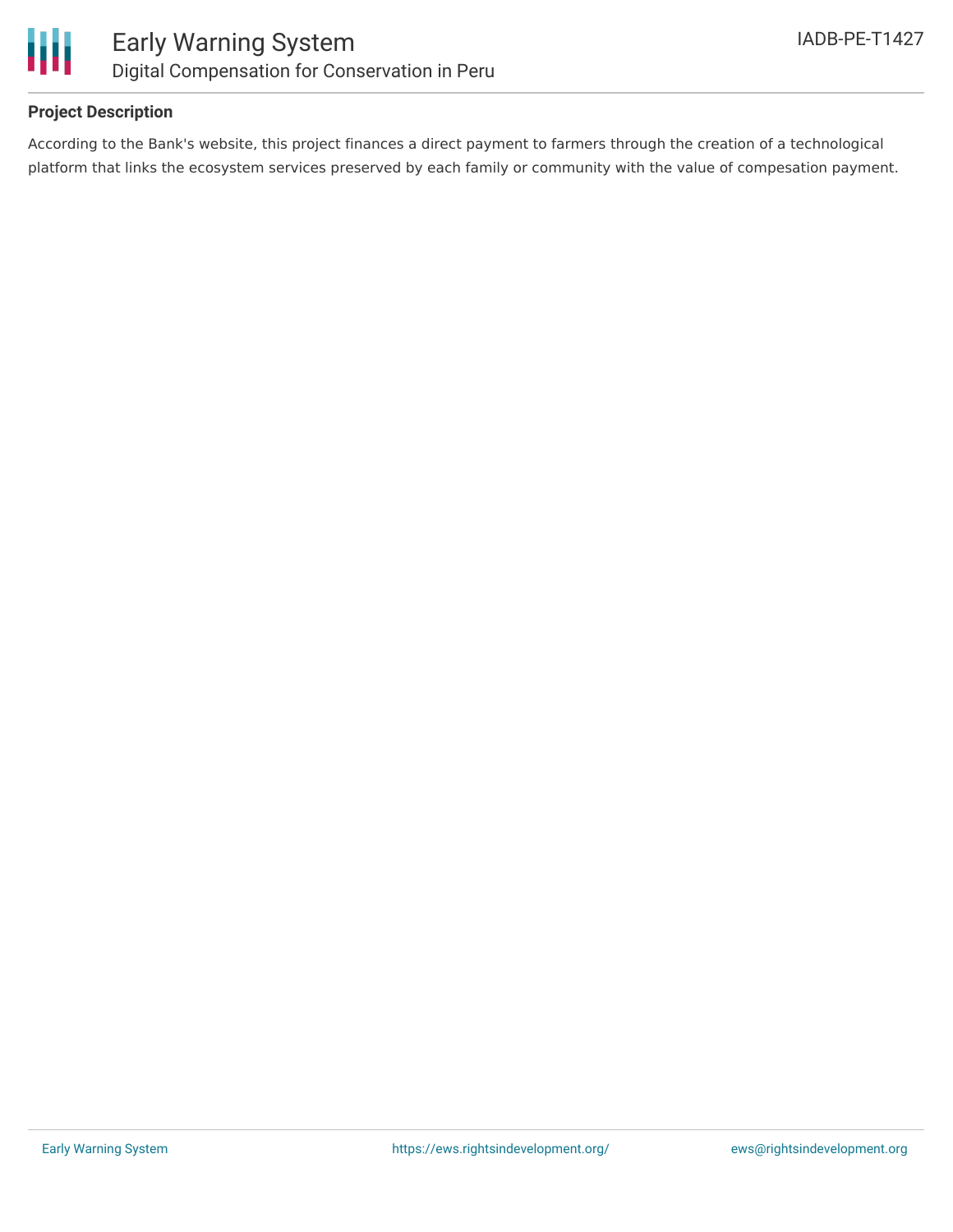**Project Description**

According to the Bank's website, this project finances a direct payment to farmers through the creation of a technological platform that links the ecosystem services preserved by each family or community with the value of compesation payment.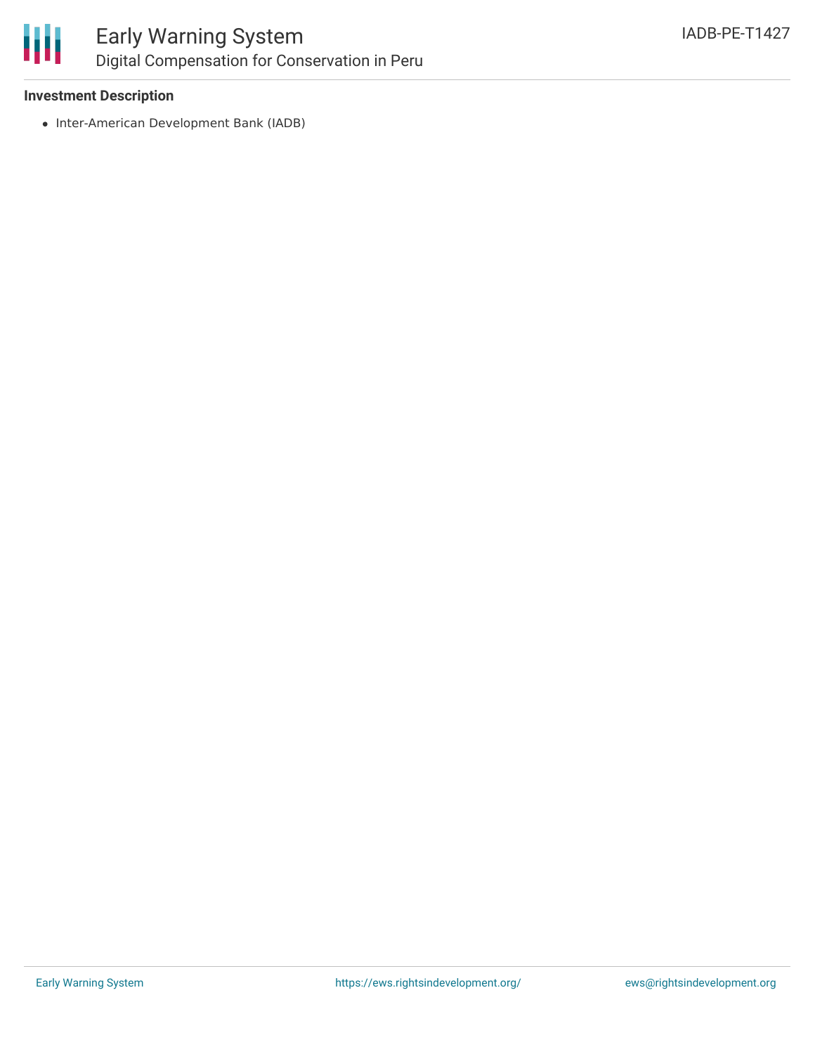### Investment Description

- Inter-American Development Bank (IADB)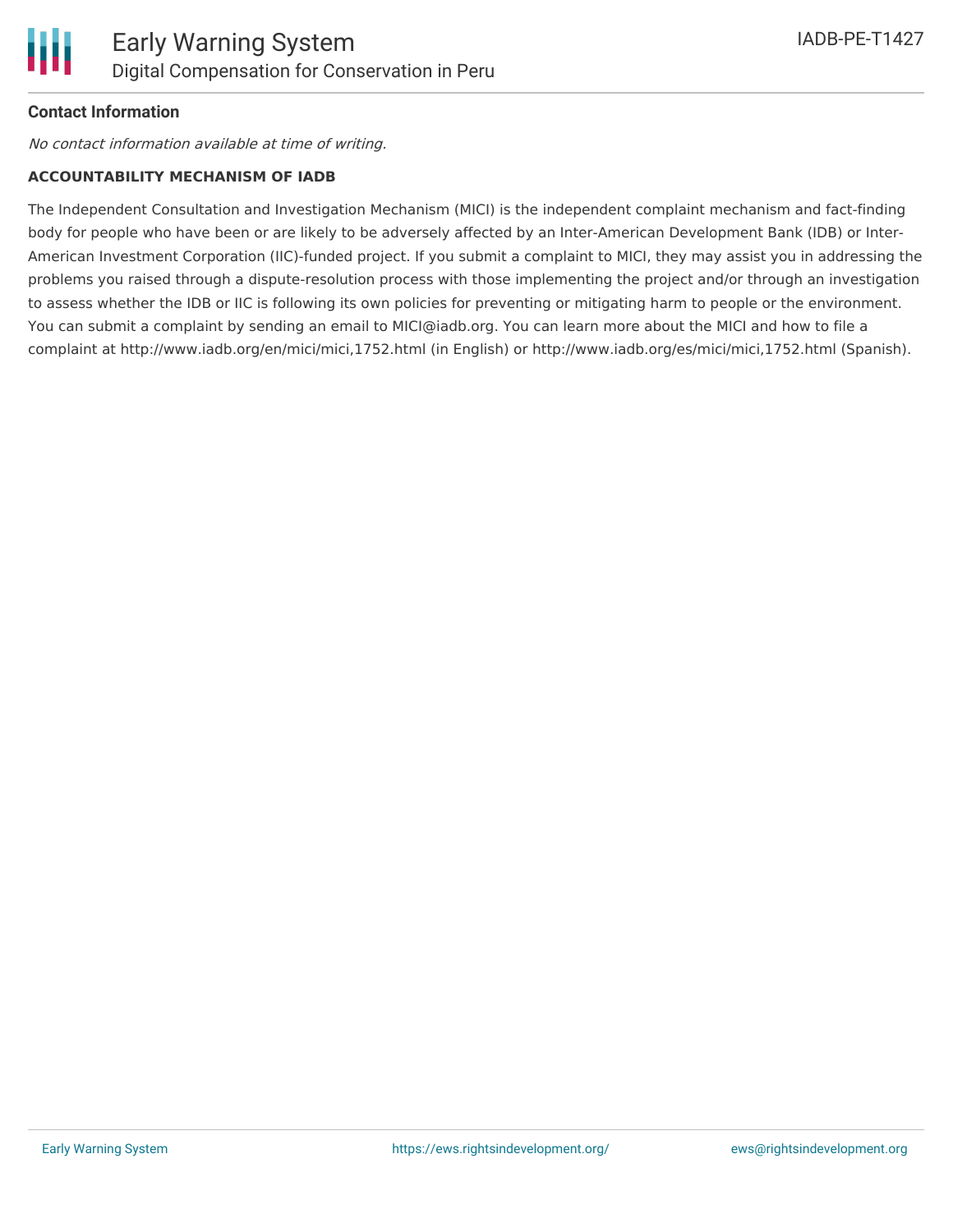**Contact Information**

*No contact information available at time of writing.*

**ACCOUNTABILITY MECHANISM OF IADB**

The Independent Consultation and Investigation Mechanism (MICI) is the independent complaint mechanism and fact-finding body for people who have been or are likely to be adversely affected by an Inter-American Development Bank (IDB) or Inter-American Investment Corporation (IIC)-funded project. If you submit a complaint to MICI, they may assist you in addressing the problems you raised through a dispute-resolution process with those implementing the project and/or through an investigation to assess whether the IDB or IIC is following its own policies for preventing or mitigating harm to people or the environment. You can submit a complaint by sending an email to MICI@iadb.org. You can learn more about the MICI and how to file a complaint at http://www.iadb.org/en/mici/mici,1752.html (in English) or http://www.iadb.org/es/mici/mici,1752.html (Spanish).